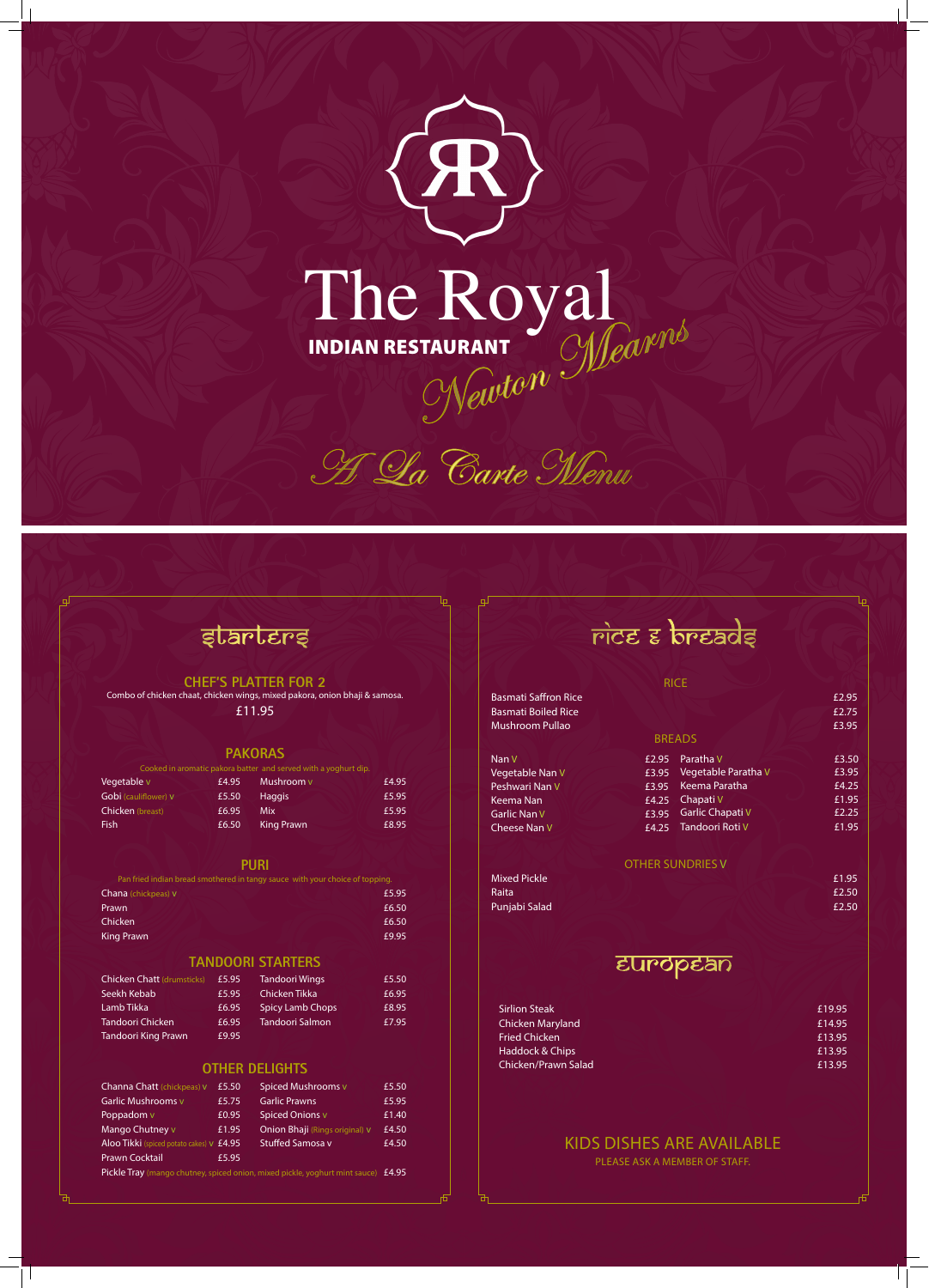# The Royal

**INDIAN RESTAURANT**

*Newton Mearns*

*A La Carte Menu*

## starters

### CHEF'S PLATTER FOR 2

Combo of chicken chaat, chicken wings, mixed pakora, onion bhaji & samosa.

£11.95

### PAKORAS

Cooked in aromatic pakora batter and served with a yoghurt dip.

| Item | Price | Item | Price |
|---|---|---|---|
| Vegetable V | £4.95 | Mushroom V | £4.95 |
| Gobi (cauliflower) V | £5.50 | Haggis | £5.95 |
| Chicken (breast) | £6.95 | Mix | £5.95 |
| Fish | £6.50 | King Prawn | £8.95 |

### PURI

Pan fried indian bread smothered in tangy sauce with your choice of topping.

| Item | Price |
|---|---|
| Chana (chickpeas) V | £5.95 |
| Prawn | £6.50 |
| Chicken | £6.50 |
| King Prawn | £9.95 |

### TANDOORI STARTERS

| Item | Price | Item | Price |
|---|---|---|---|
| Chicken Chatt (drumsticks) | £5.95 | Tandoori Wings | £5.50 |
| Seekh Kebab | £5.95 | Chicken Tikka | £6.95 |
| Lamb Tikka | £6.95 | Spicy Lamb Chops | £8.95 |
| Tandoori Chicken | £6.95 | Tandoori Salmon | £7.95 |
| Tandoori King Prawn | £9.95 | | |

### OTHER DELIGHTS

| Item | Price | Item | Price |
|---|---|---|---|
| Channa Chatt (chickpeas) V | £5.50 | Spiced Mushrooms V | £5.50 |
| Garlic Mushrooms V | £5.75 | Garlic Prawns | £5.95 |
| Poppadom V | £0.95 | Spiced Onions V | £1.40 |
| Mango Chutney V | £1.95 | Onion Bhaji (Rings original) V | £4.50 |
| Aloo Tikki (spiced potato cakes) V | £4.95 | Stuffed Samosa V | £4.50 |
| Prawn Cocktail | £5.95 | | |

Pickle Tray (mango chutney, spiced onion, mixed pickle, yoghurt mint sauce) £4.95

## rice & breads

### RICE

| Item | Price |
|---|---|
| Basmati Saffron Rice | £2.95 |
| Basmati Boiled Rice | £2.75 |
| Mushroom Pullao | £3.95 |

### BREADS

| Item | Price | Item | Price |
|---|---|---|---|
| Nan V | £2.95 | Paratha V | £3.50 |
| Vegetable Nan V | £3.95 | Vegetable Paratha V | £3.95 |
| Peshwari Nan V | £3.95 | Keema Paratha | £4.25 |
| Keema Nan | £4.25 | Chapati V | £1.95 |
| Garlic Nan V | £3.95 | Garlic Chapati V | £2.25 |
| Cheese Nan V | £4.25 | Tandoori Roti V | £1.95 |

### OTHER SUNDRIES V

| Item | Price |
|---|---|
| Mixed Pickle | £1.95 |
| Raita | £2.50 |
| Punjabi Salad | £2.50 |

## european

| Item | Price |
|---|---|
| Sirlion Steak | £19.95 |
| Chicken Maryland | £14.95 |
| Fried Chicken | £13.95 |
| Haddock & Chips | £13.95 |
| Chicken/Prawn Salad | £13.95 |

### KIDS DISHES ARE AVAILABLE

PLEASE ASK A MEMBER OF STAFF.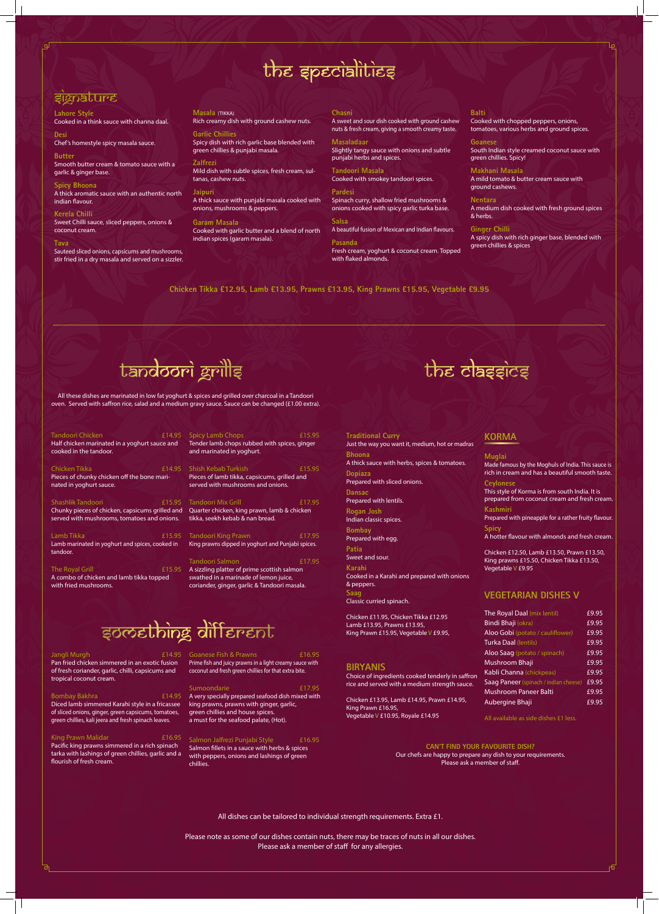# the specialities

## signature

**Lahore Style**
Cooked in a think sauce with channa daal.

**Desi**
Chef's homestyle spicy masala sauce.

**Butter**
Smooth butter cream & tomato sauce with a garlic & ginger base.

**Spicy Bhoona**
A thick aromatic sauce with an authentic north indian flavour.

**Kerela Chilli**
Sweet Chilli sauce, sliced peppers, onions & coconut cream.

**Tava**
Sauteed sliced onions, capsicums and mushrooms, stir fried in a dry masala and served on a sizzler.

**Masala** (TIKKA)
Rich creamy dish with ground cashew nuts.

**Garlic Chillies**
Spicy dish with rich garlic base blended with green chillies & punjabi masala.

**Zalfrezi**
Mild dish with subtle spices, fresh cream, sultanas, cashew nuts.

**Jaipuri**
A thick sauce with punjabi masala cooked with onions, mushrooms & peppers.

**Garam Masala**
Cooked with garlic butter and a blend of north indian spices (garam masala).

**Chasni**
A sweet and sour dish cooked with ground cashew nuts & fresh cream, giving a smooth creamy taste.

**Masaladaar**
Slightly tangy sauce with onions and subtle punjabi herbs and spices.

**Tandoori Masala**
Cooked with smokey tandoori spices.

**Pardesi**
Spinach curry, shallow fried mushrooms & onions cooked with spicy garlic turka base.

**Salsa**
A beautiful fusion of Mexican and Indian flavours.

**Pasanda**
Fresh cream, yoghurt & coconut cream. Topped with flaked almonds.

**Balti**
Cooked with chopped peppers, onions, tomatoes, various herbs and ground spices.

**Goanese**
South Indian style creamed coconut sauce with green chillies. Spicy!

**Makhani Masala**
A mild tomato & butter cream sauce with ground cashews.

**Nentara**
A medium dish cooked with fresh ground spices & herbs.

**Ginger Chilli**
A spicy dish with rich ginger base, blended with green chillies & spices

**Chicken Tikka £12.95, Lamb £13.95, Prawns £13.95, King Prawns £15.95, Vegetable £9.95**

# tandoori grills

All these dishes are marinated in low fat yoghurt & spices and grilled over charcoal in a Tandoori oven. Served with saffron rice, salad and a medium gravy sauce. Sauce can be changed (£1.00 extra).

**Tandoori Chicken** £14.95
Half chicken marinated in a yoghurt sauce and cooked in the tandoor.

**Chicken Tikka** £14.95
Pieces of chunky chicken off the bone marinated in yoghurt sauce.

**Shashlik Tandoori** £15.95
Chunky pieces of chicken, capsicums grilled and served with mushrooms, tomatoes and onions.

**Lamb Tikka** £15.95
Lamb marinated in yoghurt and spices, cooked in tandoor.

**The Royal Grill** £15.95
A combo of chicken and lamb tikka topped with fried mushrooms.

**Spicy Lamb Chops** £15.95
Tender lamb chops rubbed with spices, ginger and marinated in yoghurt.

**Shish Kebab Turkish** £15.95
Pieces of lamb tikka, capsicums, grilled and served with mushrooms and onions.

**Tandoori Mix Grill** £17.95
Quarter chicken, king prawn, lamb & chicken tikka, seekh kebab & nan bread.

**Tandoori King Prawn** £17.95
King prawns dipped in yoghurt and Punjabi spices.

**Tandoori Salmon** £17.95
A sizzling platter of prime scottish salmon swathed in a marinade of lemon juice, coriander, ginger, garlic & Tandoori masala.

# something different

**Jangli Murgh** £14.95
Pan fried chicken simmered in an exotic fusion of fresh coriander, garlic, chilli, capsicums and tropical coconut cream.

**Bombay Bakhra** £14.95
Diced lamb simmered Karahi style in a fricassee of sliced onions, ginger, green capsicums, tomatoes, green chillies, kali jeera and fresh spinach leaves.

**King Prawn Malidar** £16.95
Pacific king prawns simmered in a rich spinach tarka with lashings of green chillies, garlic and a flourish of fresh cream.

**Goanese Fish & Prawns** £16.95
Prime fish and juicy prawns in a light creamy sauce with coconut and fresh green chillies for that extra bite.

**Sumoondarie** £17.95
A very specially prepared seafood dish mixed with king prawns, prawns with ginger, garlic, green chillies and house spices.
a must for the seafood palate, (Hot).

**Salmon Jalfrezi Punjabi Style** £16.95
Salmon fillets in a sauce with herbs & spices with peppers, onions and lashings of green chillies.

# the classics

**Traditional Curry**
Just the way you want it, medium, hot or madras

**Bhoona**
A thick sauce with herbs, spices & tomatoes.

**Dopiaza**
Prepared with sliced onions.

**Dansac**
Prepared with lentils.

**Rogan Josh**
Indian classic spices.

**Bombay**
Prepared with egg.

**Patia**
Sweet and sour.

**Karahi**
Cooked in a Karahi and prepared with onions & peppers.

**Saag**
Classic curried spinach.

Chicken £11.95, Chicken Tikka £12.95
Lamb £13.95, Prawns £13.95,
King Prawn £15.95, Vegetable V £9.95,

## BIRYANIS

Choice of ingredients cooked tenderly in saffron rice and served with a medium strength sauce.

Chicken £13.95, Lamb £14.95, Prawn £14.95,
King Prawn £16.95,
Vegetable V £10.95, Royale £14.95

## KORMA

**Muglai**
Made famous by the Moghuls of India. This sauce is rich in cream and has a beautiful smooth taste.

**Ceylonese**
This style of Korma is from south India. It is prepared from coconut cream and fresh cream.

**Kashmiri**
Prepared with pineapple for a rather fruity flavour.

**Spicy**
A hotter flavour with almonds and fresh cream.

Chicken £12.50, Lamb £13.50, Prawn £13.50,
King prawns £15.50, Chicken Tikka £13.50,
Vegetable V £9.95

## VEGETARIAN DISHES V

| | |
|---|---|
| The Royal Daal (mix lentil) | £9.95 |
| Bindi Bhaji (okra) | £9.95 |
| Aloo Gobi (potato / cauliflower) | £9.95 |
| Turka Daal (lentils) | £9.95 |
| Aloo Saag (potato / spinach) | £9.95 |
| Mushroom Bhaji | £9.95 |
| Kabli Channa (chickpeas) | £9.95 |
| Saag Paneer (spinach / indian cheese) | £9.95 |
| Mushroom Paneer Balti | £9.95 |
| Aubergine Bhaji | £9.95 |

All available as side dishes £1 less.

**CAN'T FIND YOUR FAVOURITE DISH?**
Our chefs are happy to prepare any dish to your requirements.
Please ask a member of staff.

All dishes can be tailored to individual strength requirements. Extra £1.

Please note as some of our dishes contain nuts, there may be traces of nuts in all our dishes.
Please ask a member of staff for any allergies.